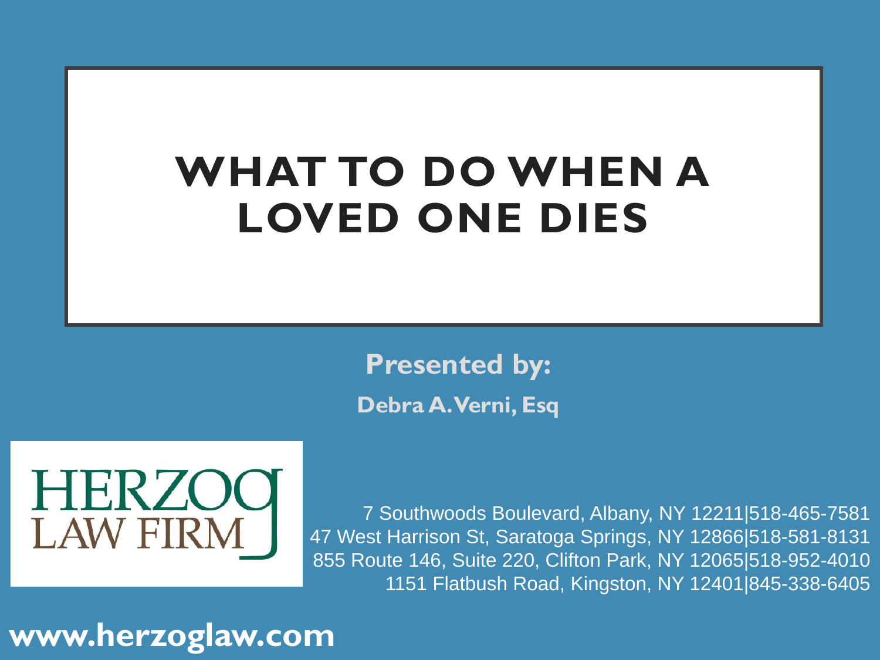# WHAT TO DO WHEN A LOVED ONE DIES

**Presented by:**

**Debra A. Verni, Esq**

HERZOG LAW FIRM

7 Southwoods Boulevard, Albany, NY 12211|518-465-7581
47 West Harrison St, Saratoga Springs, NY 12866|518-581-8131
855 Route 146, Suite 220, Clifton Park, NY 12065|518-952-4010
1151 Flatbush Road, Kingston, NY 12401|845-338-6405

**www.herzoglaw.com**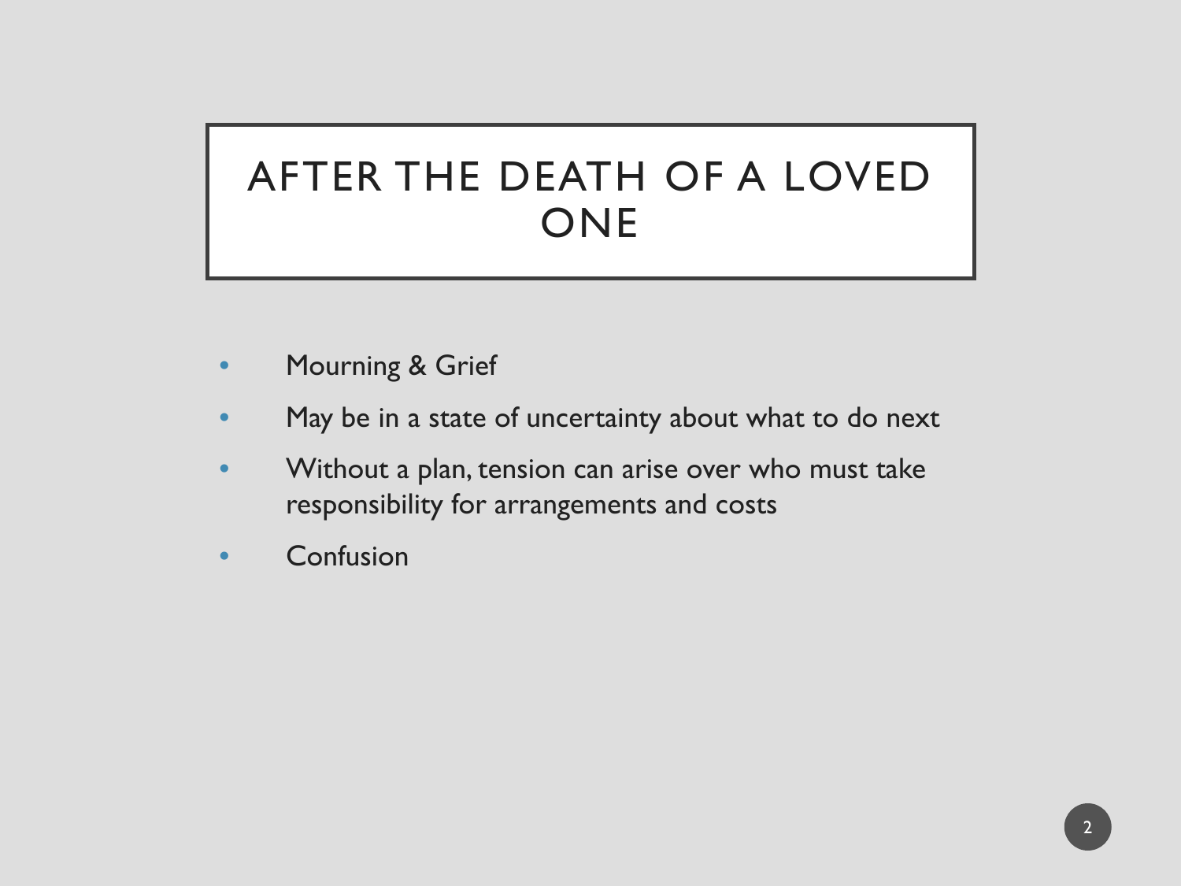# AFTER THE DEATH OF A LOVED ONE

- Mourning & Grief
- May be in a state of uncertainty about what to do next
- Without a plan, tension can arise over who must take responsibility for arrangements and costs
- Confusion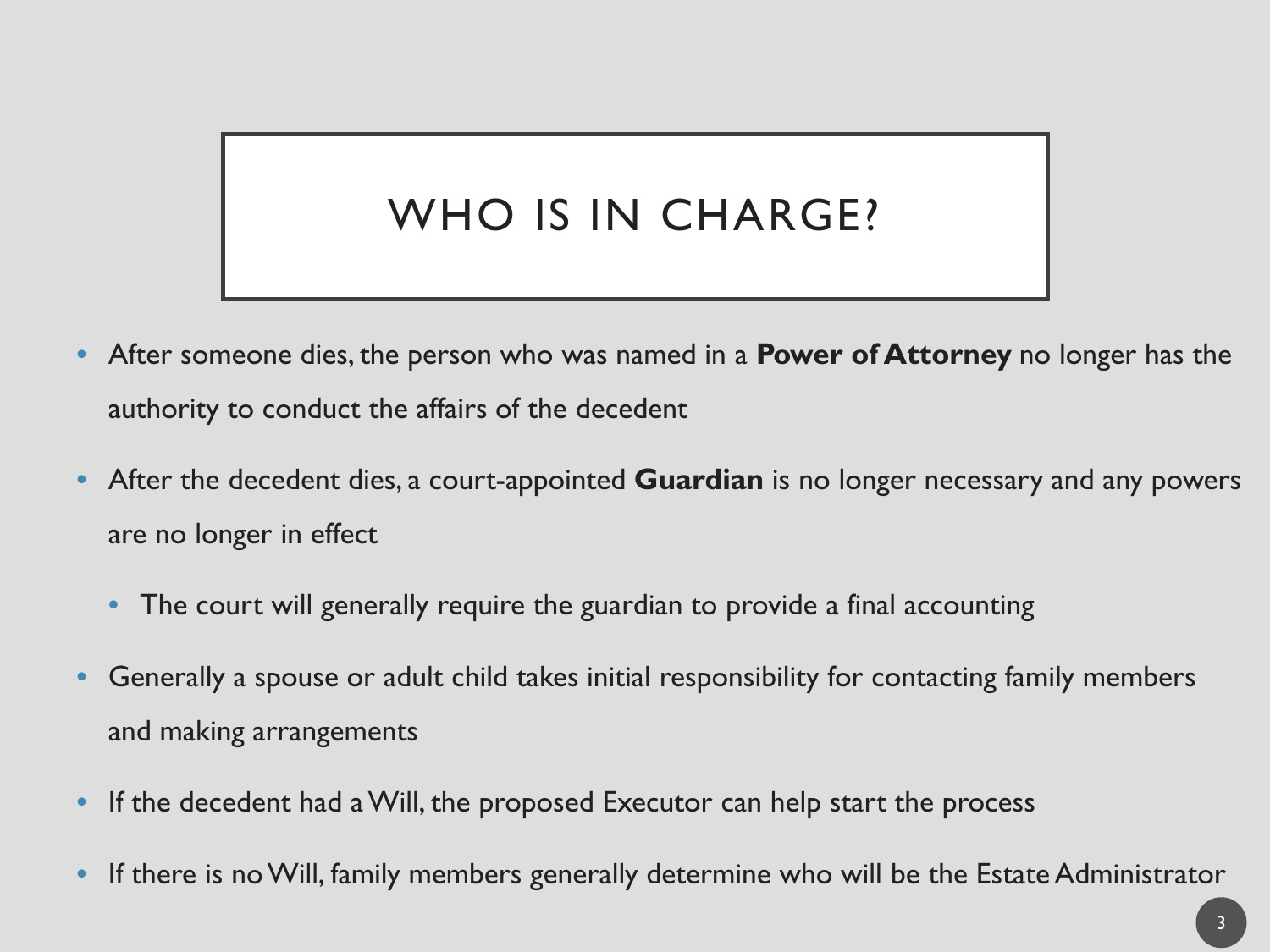# WHO IS IN CHARGE?

- After someone dies, the person who was named in a **Power of Attorney** no longer has the authority to conduct the affairs of the decedent
- After the decedent dies, a court-appointed **Guardian** is no longer necessary and any powers are no longer in effect
  - The court will generally require the guardian to provide a final accounting
- Generally a spouse or adult child takes initial responsibility for contacting family members and making arrangements
- If the decedent had a Will, the proposed Executor can help start the process
- If there is no Will, family members generally determine who will be the Estate Administrator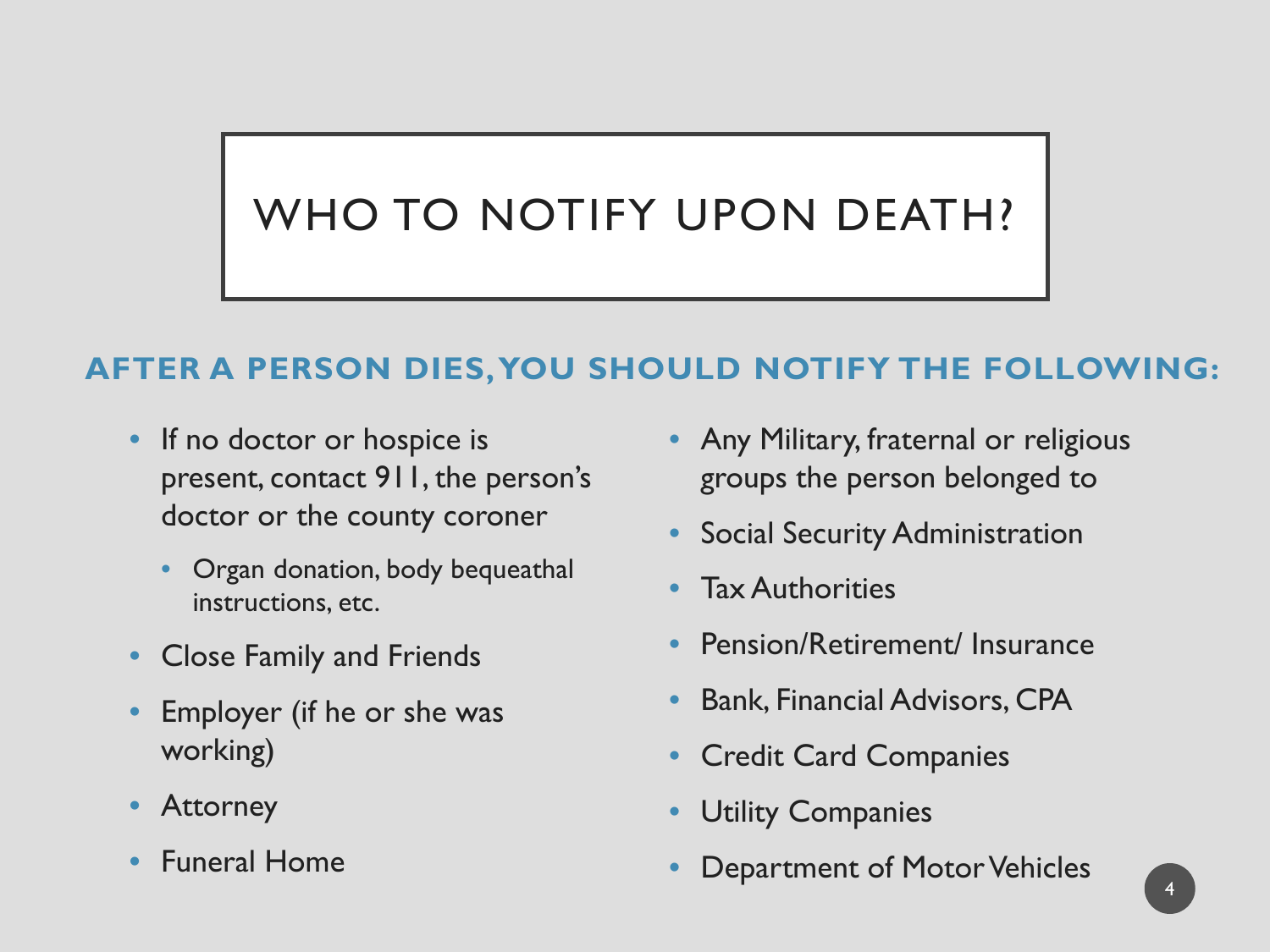# WHO TO NOTIFY UPON DEATH?

## AFTER A PERSON DIES, YOU SHOULD NOTIFY THE FOLLOWING:

- If no doctor or hospice is present, contact 911, the person's doctor or the county coroner
  - Organ donation, body bequeathal instructions, etc.
- Close Family and Friends
- Employer (if he or she was working)
- Attorney
- Funeral Home
- Any Military, fraternal or religious groups the person belonged to
- Social Security Administration
- Tax Authorities
- Pension/Retirement/ Insurance
- Bank, Financial Advisors, CPA
- Credit Card Companies
- Utility Companies
- Department of Motor Vehicles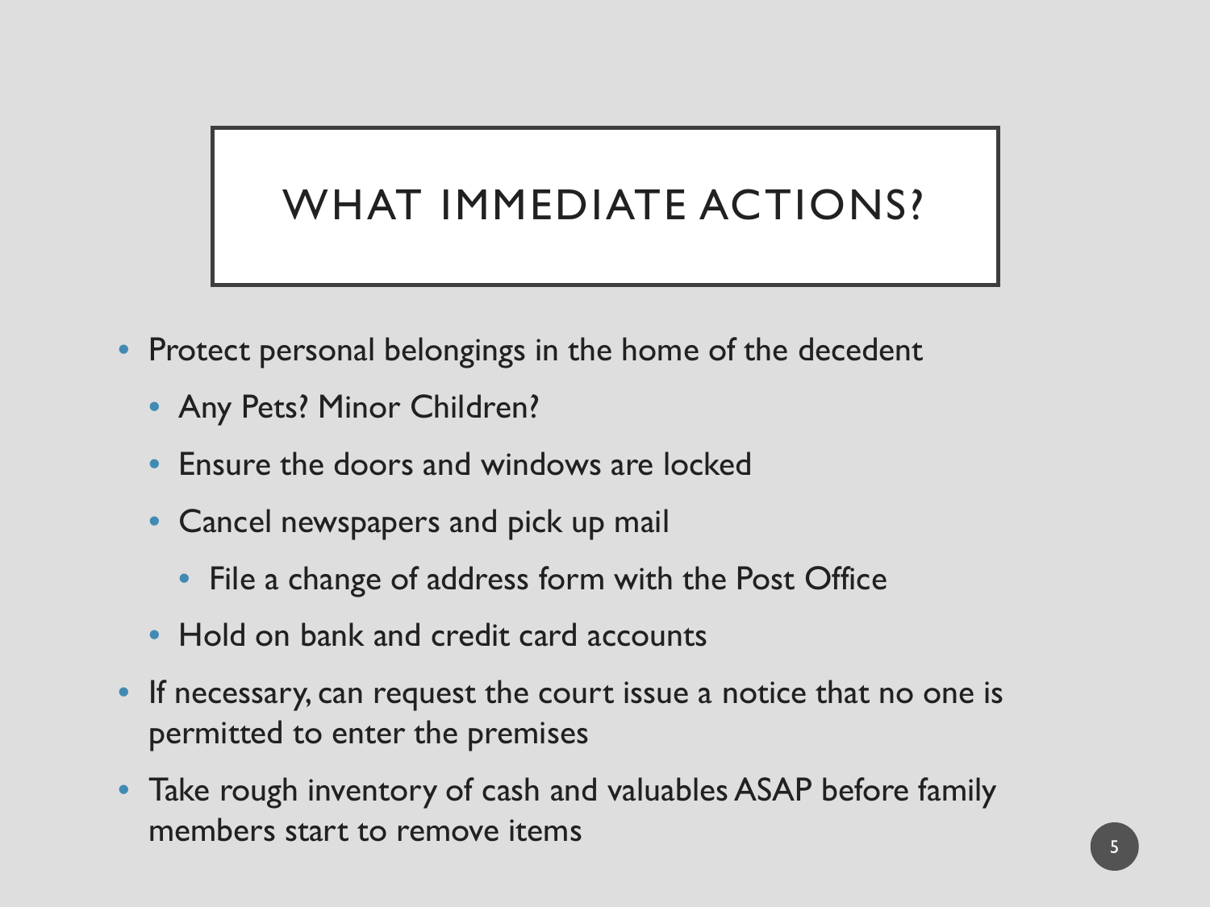# WHAT IMMEDIATE ACTIONS?

- Protect personal belongings in the home of the decedent
  - Any Pets? Minor Children?
  - Ensure the doors and windows are locked
  - Cancel newspapers and pick up mail
    - File a change of address form with the Post Office
  - Hold on bank and credit card accounts
- If necessary, can request the court issue a notice that no one is permitted to enter the premises
- Take rough inventory of cash and valuables ASAP before family members start to remove items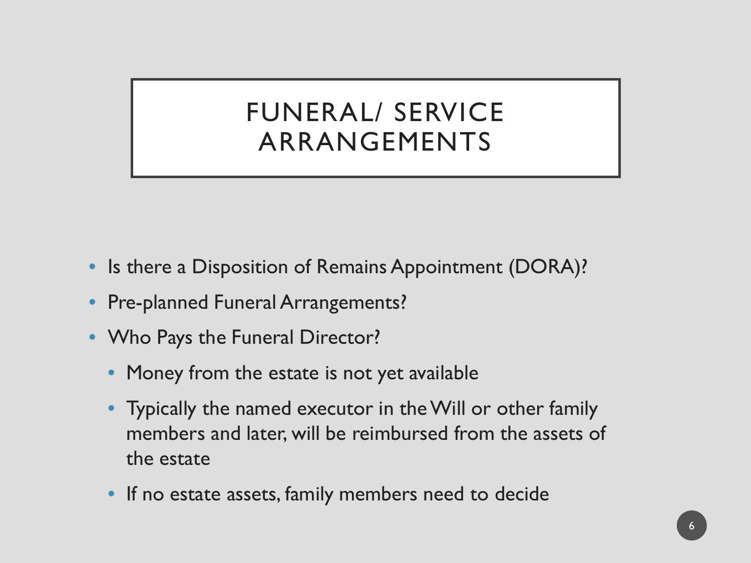# FUNERAL/ SERVICE ARRANGEMENTS

- Is there a Disposition of Remains Appointment (DORA)?
- Pre-planned Funeral Arrangements?
- Who Pays the Funeral Director?
  - Money from the estate is not yet available
  - Typically the named executor in the Will or other family members and later, will be reimbursed from the assets of the estate
  - If no estate assets, family members need to decide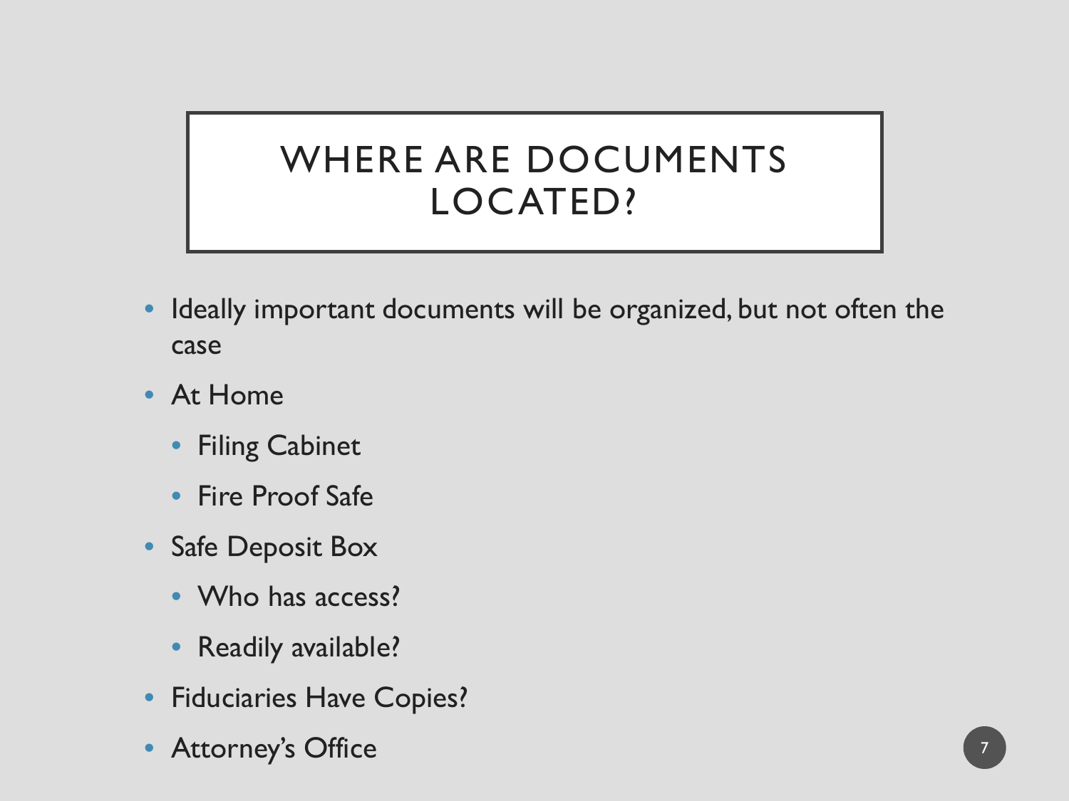# WHERE ARE DOCUMENTS LOCATED?

- Ideally important documents will be organized, but not often the case
- At Home
  - Filing Cabinet
  - Fire Proof Safe
- Safe Deposit Box
  - Who has access?
  - Readily available?
- Fiduciaries Have Copies?
- Attorney's Office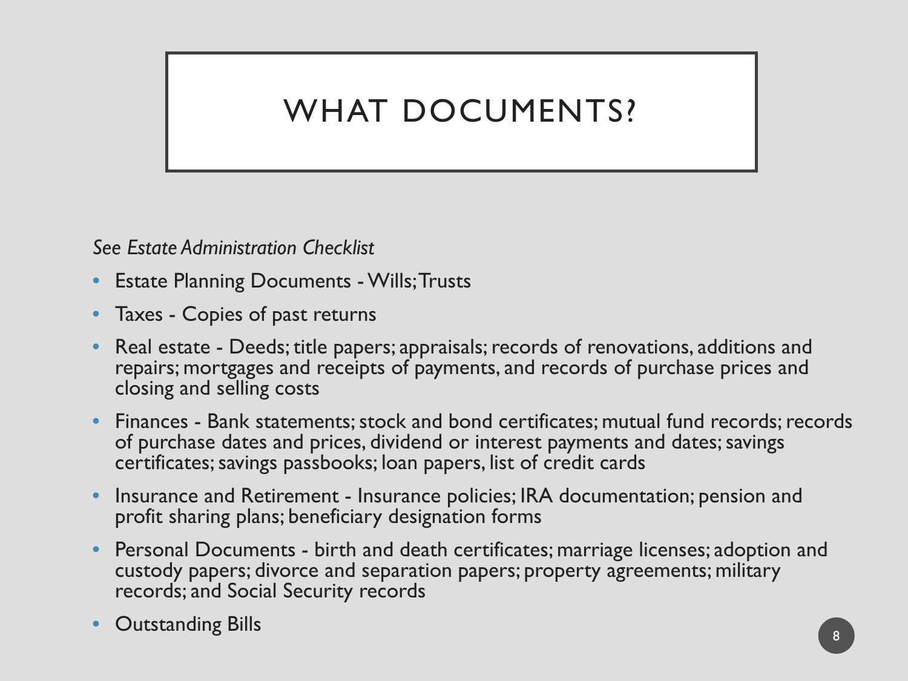# WHAT DOCUMENTS?

*See Estate Administration Checklist*

- Estate Planning Documents - Wills; Trusts
- Taxes - Copies of past returns
- Real estate - Deeds; title papers; appraisals; records of renovations, additions and repairs; mortgages and receipts of payments, and records of purchase prices and closing and selling costs
- Finances - Bank statements; stock and bond certificates; mutual fund records; records of purchase dates and prices, dividend or interest payments and dates; savings certificates; savings passbooks; loan papers, list of credit cards
- Insurance and Retirement - Insurance policies; IRA documentation; pension and profit sharing plans; beneficiary designation forms
- Personal Documents - birth and death certificates; marriage licenses; adoption and custody papers; divorce and separation papers; property agreements; military records; and Social Security records
- Outstanding Bills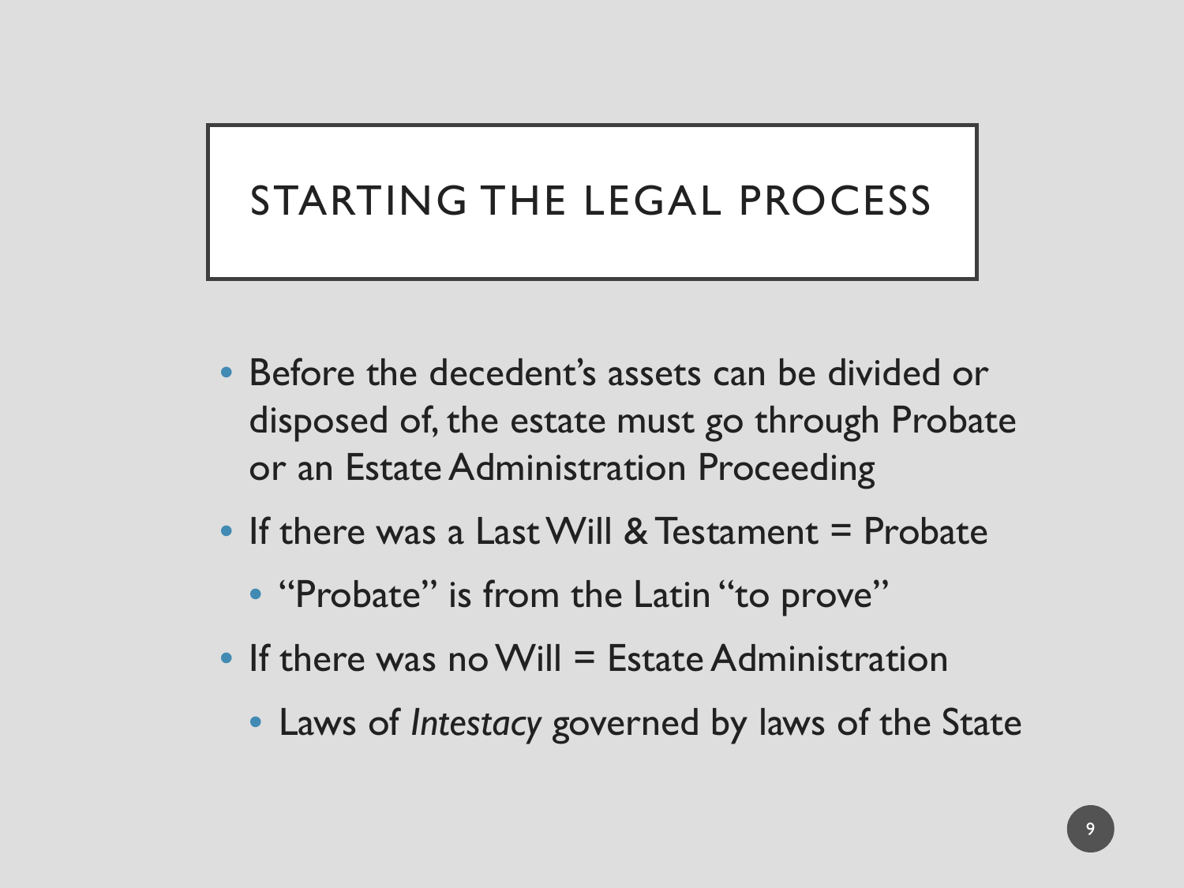# STARTING THE LEGAL PROCESS

- Before the decedent's assets can be divided or disposed of, the estate must go through Probate or an Estate Administration Proceeding
- If there was a Last Will & Testament = Probate
  - "Probate" is from the Latin "to prove"
- If there was no Will = Estate Administration
  - Laws of *Intestacy* governed by laws of the State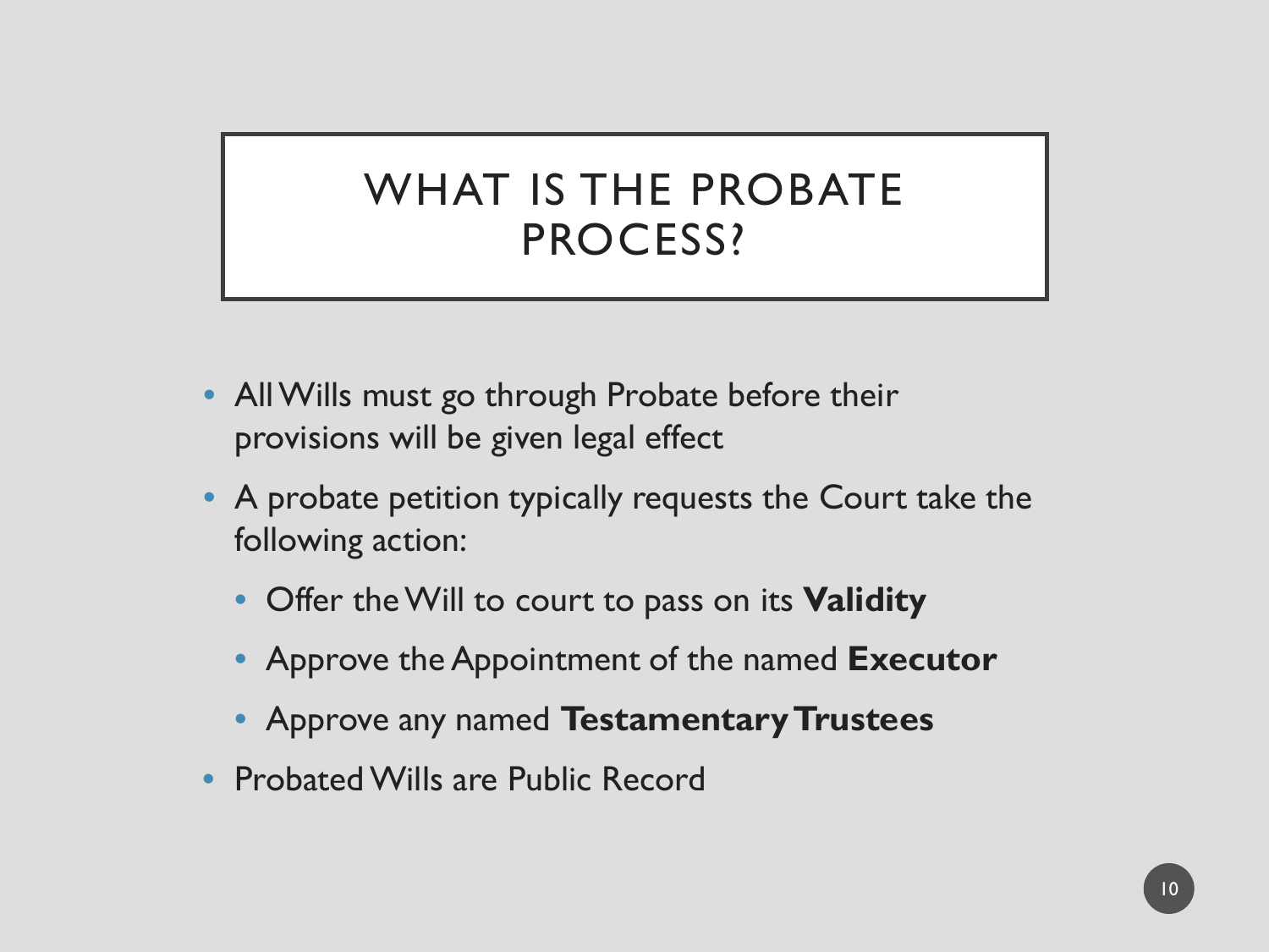# WHAT IS THE PROBATE PROCESS?

- All Wills must go through Probate before their provisions will be given legal effect
- A probate petition typically requests the Court take the following action:
  - Offer the Will to court to pass on its **Validity**
  - Approve the Appointment of the named **Executor**
  - Approve any named **Testamentary Trustees**
- Probated Wills are Public Record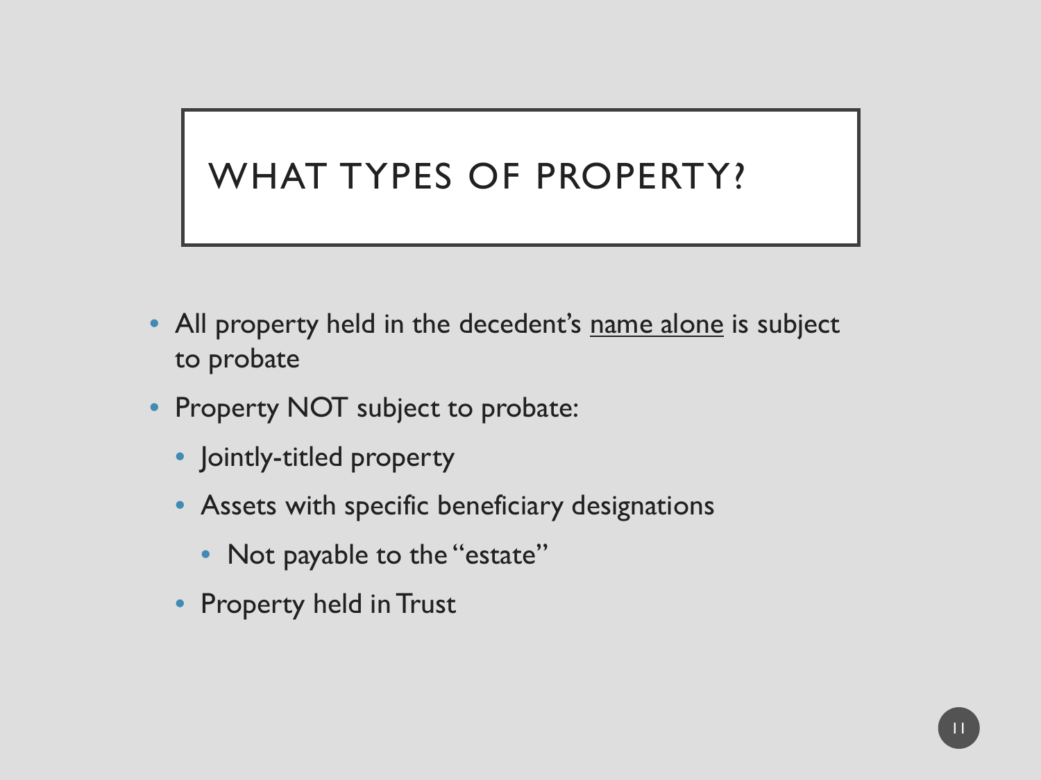# WHAT TYPES OF PROPERTY?

- All property held in the decedent's <u>name alone</u> is subject to probate
- Property NOT subject to probate:
  - Jointly-titled property
  - Assets with specific beneficiary designations
    - Not payable to the "estate"
  - Property held in Trust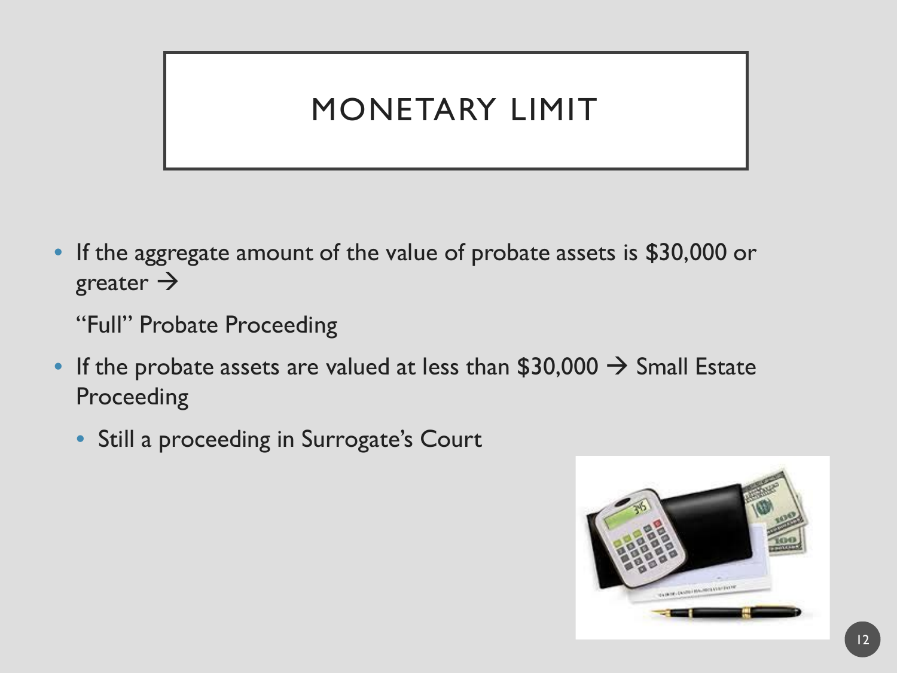# MONETARY LIMIT

- If the aggregate amount of the value of probate assets is $30,000 or greater →

  "Full" Probate Proceeding

- If the probate assets are valued at less than $30,000 → Small Estate Proceeding
  - Still a proceeding in Surrogate's Court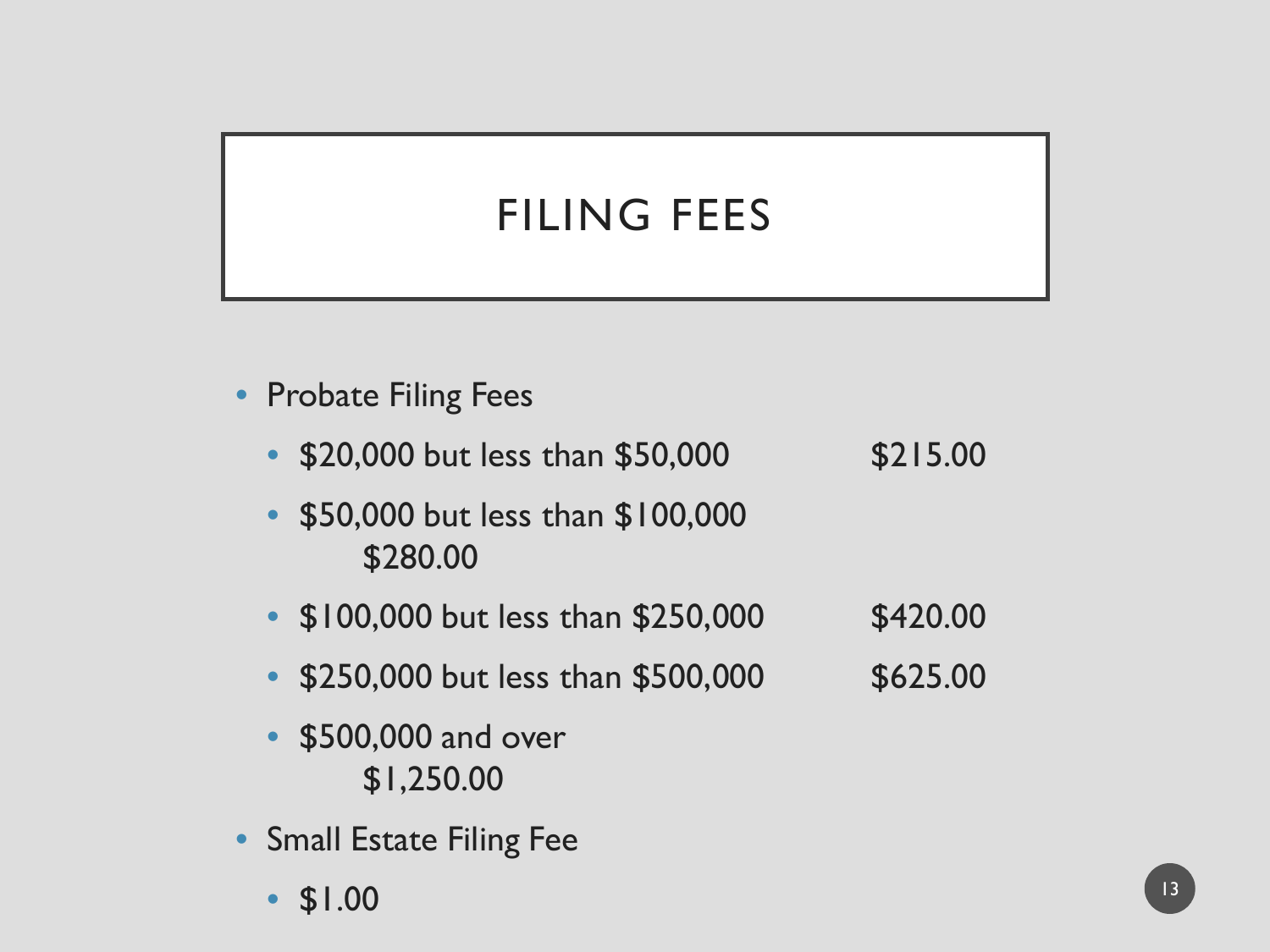# FILING FEES

- Probate Filing Fees
  - \$20,000 but less than \$50,000 — \$215.00
  - \$50,000 but less than \$100,000 — \$280.00
  - \$100,000 but less than \$250,000 — \$420.00
  - \$250,000 but less than \$500,000 — \$625.00
  - \$500,000 and over — \$1,250.00
- Small Estate Filing Fee
  - \$1.00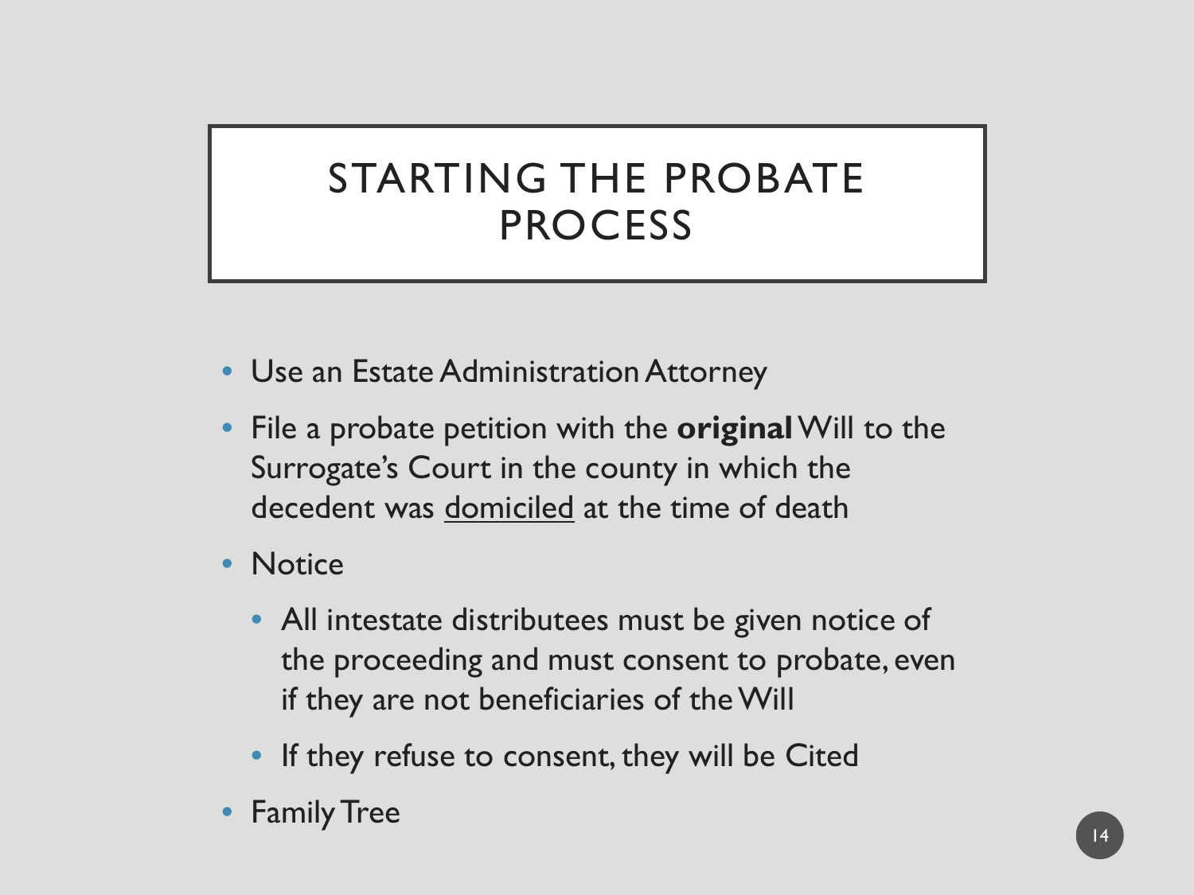# STARTING THE PROBATE PROCESS

- Use an Estate Administration Attorney
- File a probate petition with the **original** Will to the Surrogate's Court in the county in which the decedent was <u>domiciled</u> at the time of death
- Notice
  - All intestate distributees must be given notice of the proceeding and must consent to probate, even if they are not beneficiaries of the Will
  - If they refuse to consent, they will be Cited
- Family Tree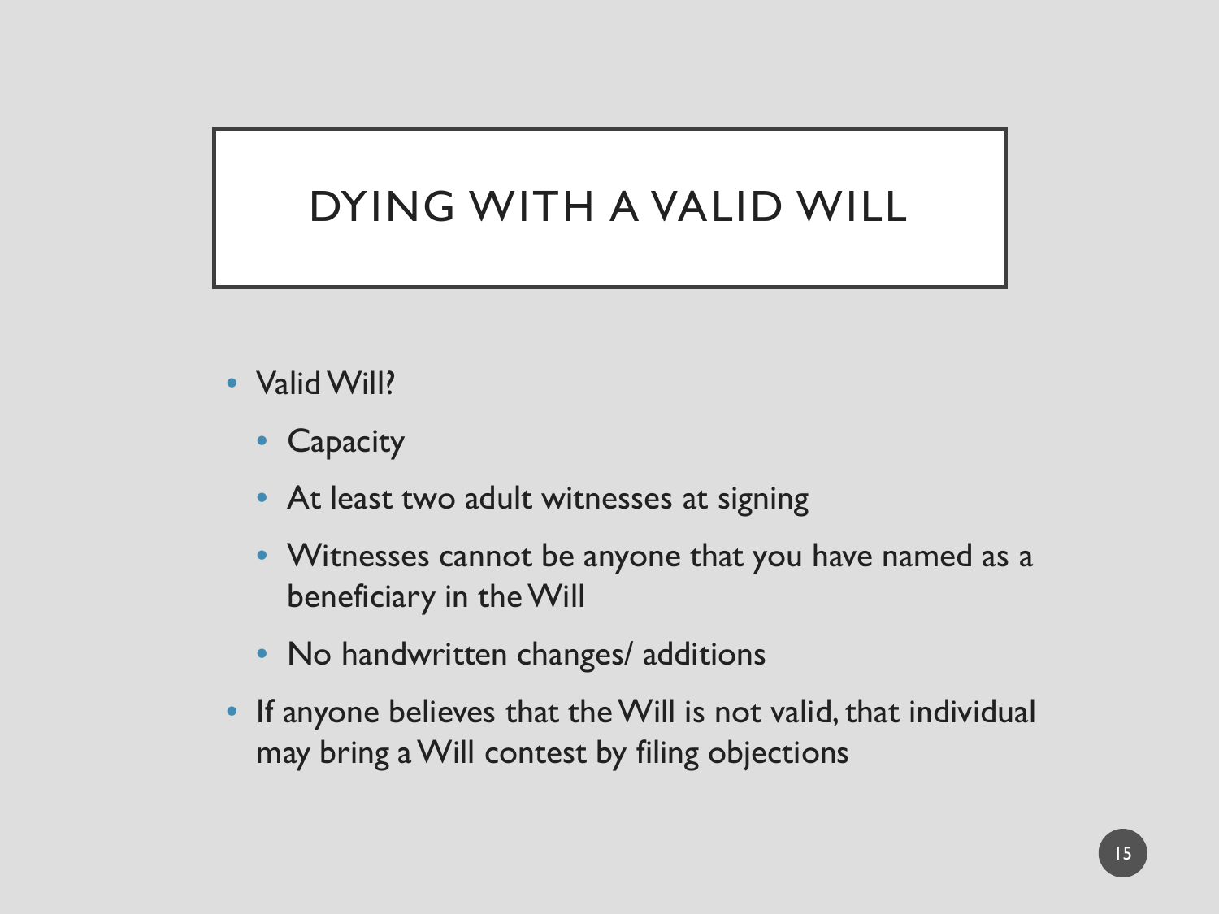# DYING WITH A VALID WILL

- Valid Will?
  - Capacity
  - At least two adult witnesses at signing
  - Witnesses cannot be anyone that you have named as a beneficiary in the Will
  - No handwritten changes/ additions
- If anyone believes that the Will is not valid, that individual may bring a Will contest by filing objections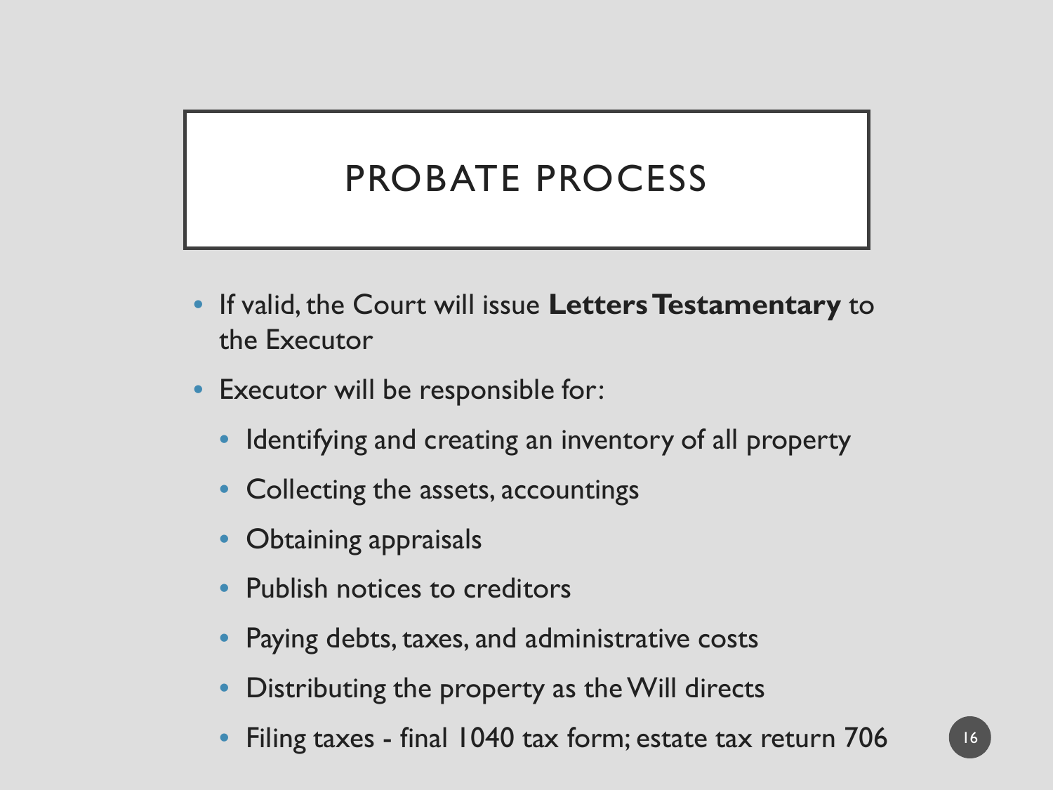# PROBATE PROCESS

- If valid, the Court will issue **Letters Testamentary** to the Executor
- Executor will be responsible for:
  - Identifying and creating an inventory of all property
  - Collecting the assets, accountings
  - Obtaining appraisals
  - Publish notices to creditors
  - Paying debts, taxes, and administrative costs
  - Distributing the property as the Will directs
  - Filing taxes - final 1040 tax form; estate tax return 706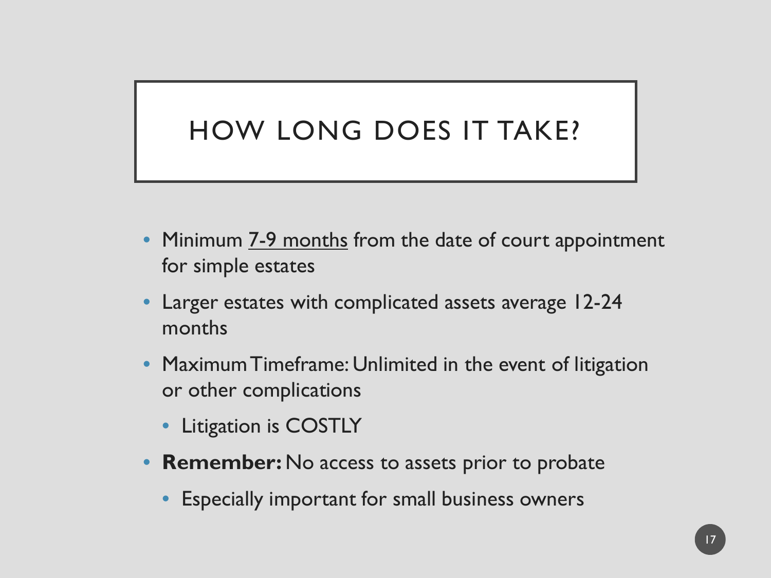# HOW LONG DOES IT TAKE?

- Minimum <u>7-9 months</u> from the date of court appointment for simple estates
- Larger estates with complicated assets average 12-24 months
- Maximum Timeframe: Unlimited in the event of litigation or other complications
  - Litigation is COSTLY
- **Remember:** No access to assets prior to probate
  - Especially important for small business owners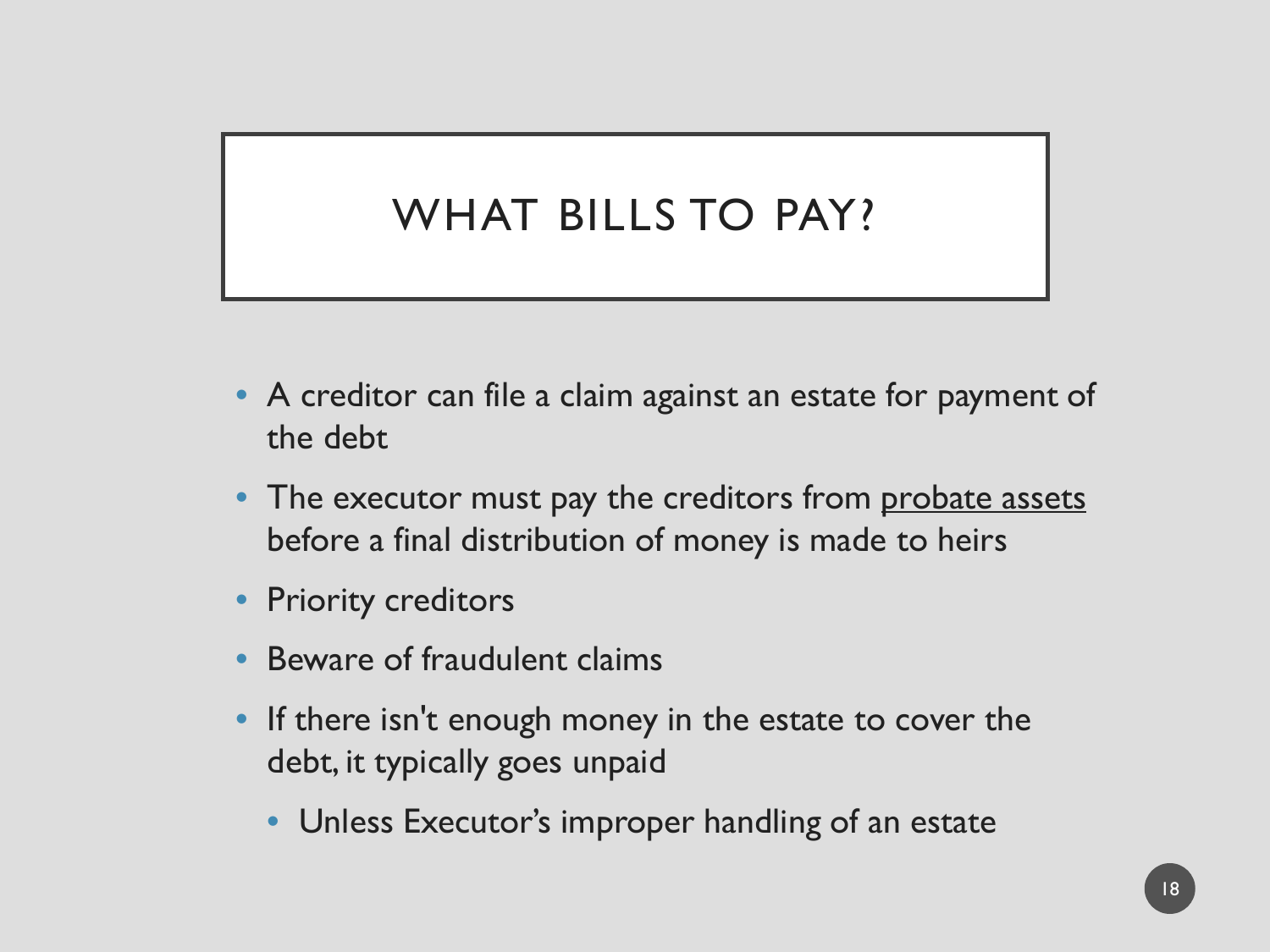# WHAT BILLS TO PAY?

- A creditor can file a claim against an estate for payment of the debt
- The executor must pay the creditors from <u>probate assets</u> before a final distribution of money is made to heirs
- Priority creditors
- Beware of fraudulent claims
- If there isn't enough money in the estate to cover the debt, it typically goes unpaid
  - Unless Executor's improper handling of an estate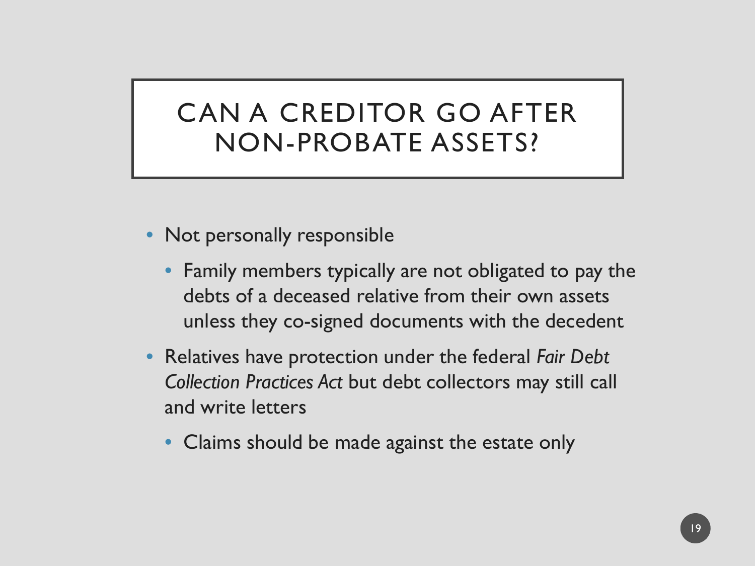# CAN A CREDITOR GO AFTER NON-PROBATE ASSETS?

- Not personally responsible
  - Family members typically are not obligated to pay the debts of a deceased relative from their own assets unless they co-signed documents with the decedent
- Relatives have protection under the federal *Fair Debt Collection Practices Act* but debt collectors may still call and write letters
  - Claims should be made against the estate only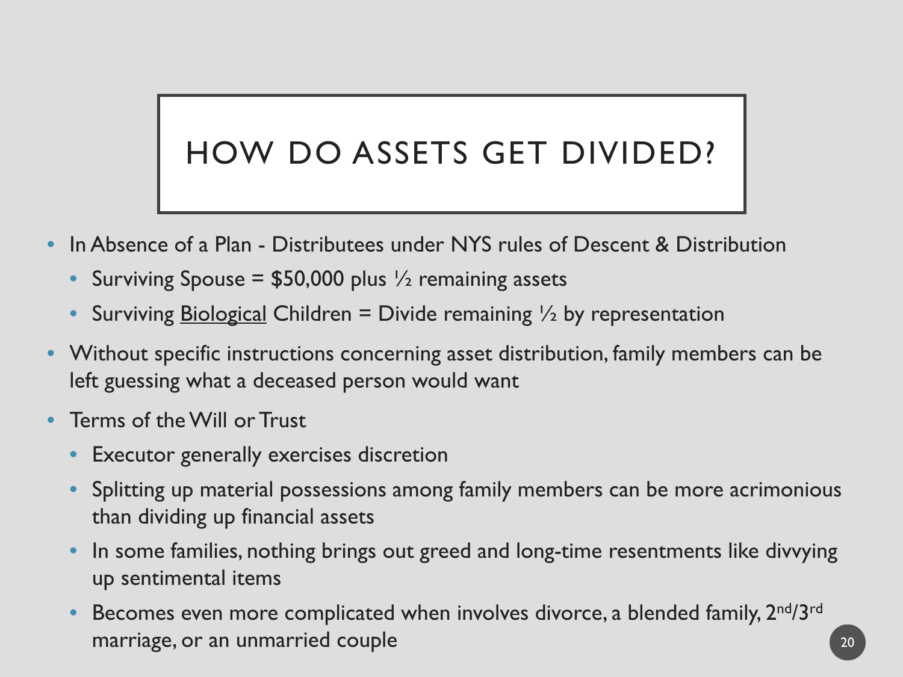# HOW DO ASSETS GET DIVIDED?

- In Absence of a Plan - Distributees under NYS rules of Descent & Distribution
  - Surviving Spouse = $50,000 plus ½ remaining assets
  - Surviving Biological Children = Divide remaining ½ by representation
- Without specific instructions concerning asset distribution, family members can be left guessing what a deceased person would want
- Terms of the Will or Trust
  - Executor generally exercises discretion
  - Splitting up material possessions among family members can be more acrimonious than dividing up financial assets
  - In some families, nothing brings out greed and long-time resentments like divvying up sentimental items
  - Becomes even more complicated when involves divorce, a blended family, 2nd/3rd marriage, or an unmarried couple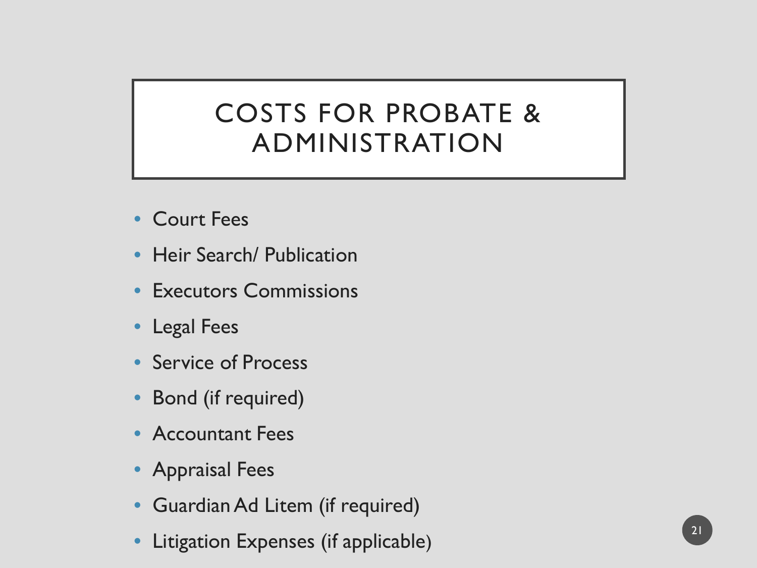# COSTS FOR PROBATE & ADMINISTRATION

- Court Fees
- Heir Search/ Publication
- Executors Commissions
- Legal Fees
- Service of Process
- Bond (if required)
- Accountant Fees
- Appraisal Fees
- Guardian Ad Litem (if required)
- Litigation Expenses (if applicable)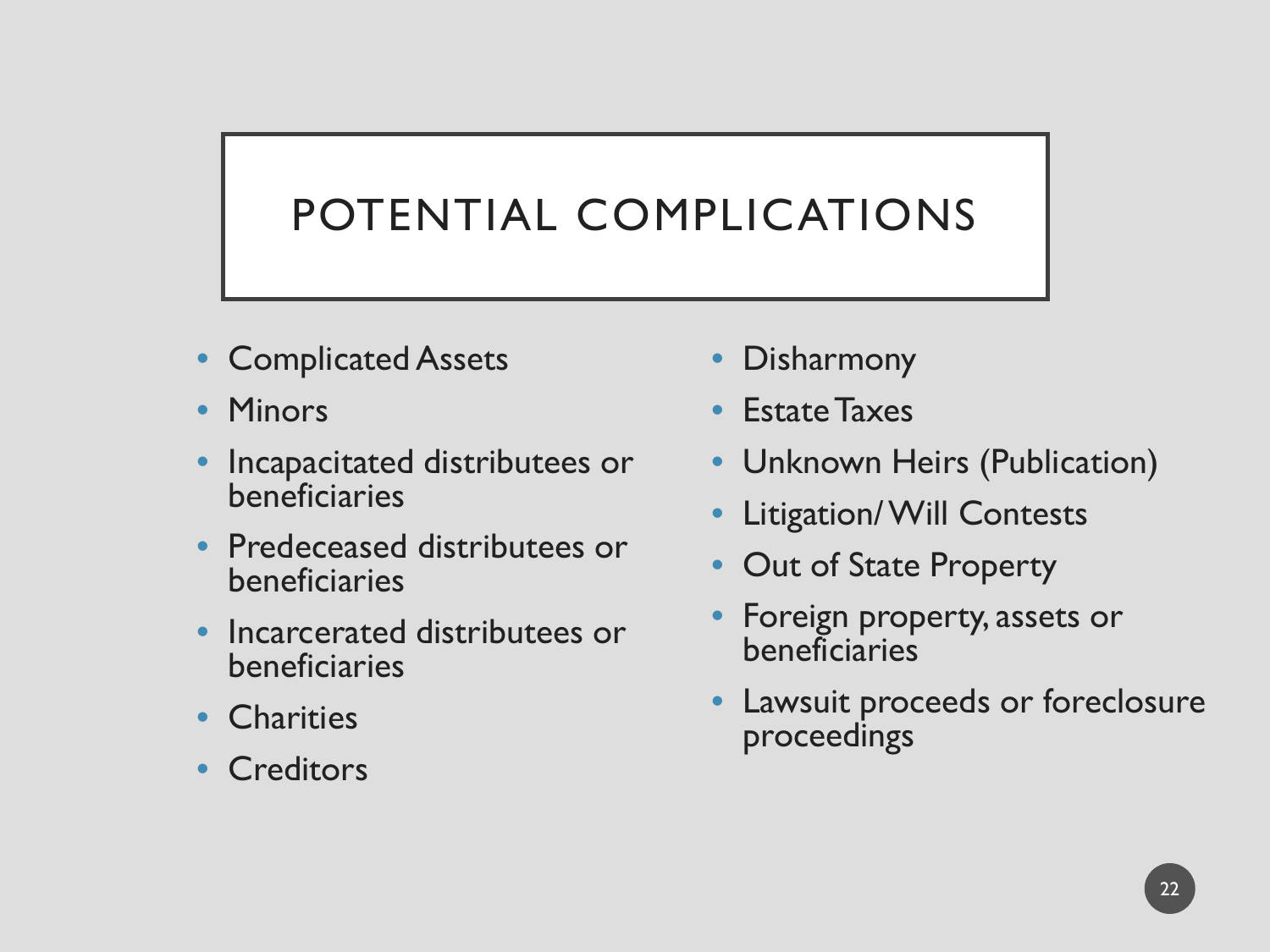# POTENTIAL COMPLICATIONS

- Complicated Assets
- Minors
- Incapacitated distributees or beneficiaries
- Predeceased distributees or beneficiaries
- Incarcerated distributees or beneficiaries
- Charities
- Creditors
- Disharmony
- Estate Taxes
- Unknown Heirs (Publication)
- Litigation/ Will Contests
- Out of State Property
- Foreign property, assets or beneficiaries
- Lawsuit proceeds or foreclosure proceedings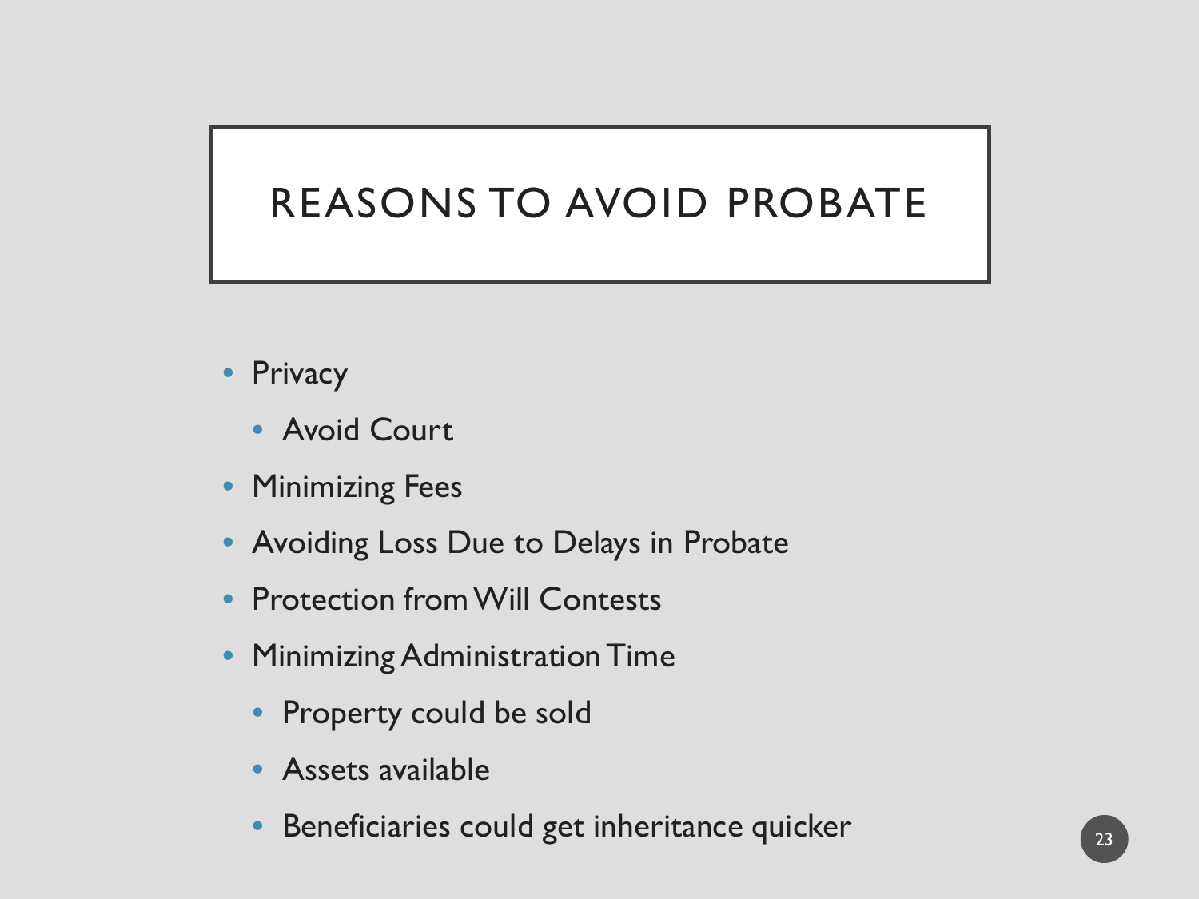# REASONS TO AVOID PROBATE

- Privacy
  - Avoid Court
- Minimizing Fees
- Avoiding Loss Due to Delays in Probate
- Protection from Will Contests
- Minimizing Administration Time
  - Property could be sold
  - Assets available
  - Beneficiaries could get inheritance quicker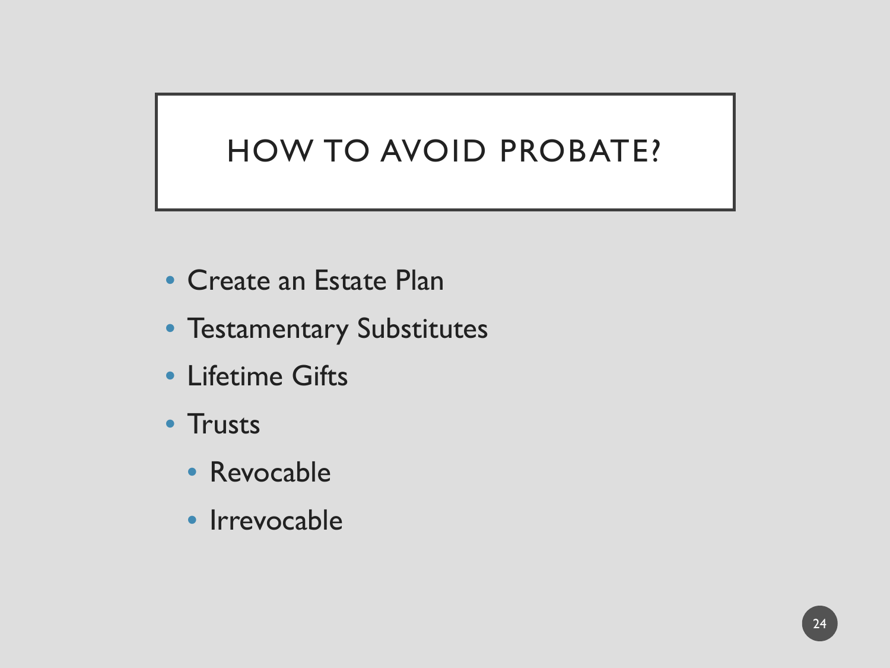# HOW TO AVOID PROBATE?

- Create an Estate Plan
- Testamentary Substitutes
- Lifetime Gifts
- Trusts
  - Revocable
  - Irrevocable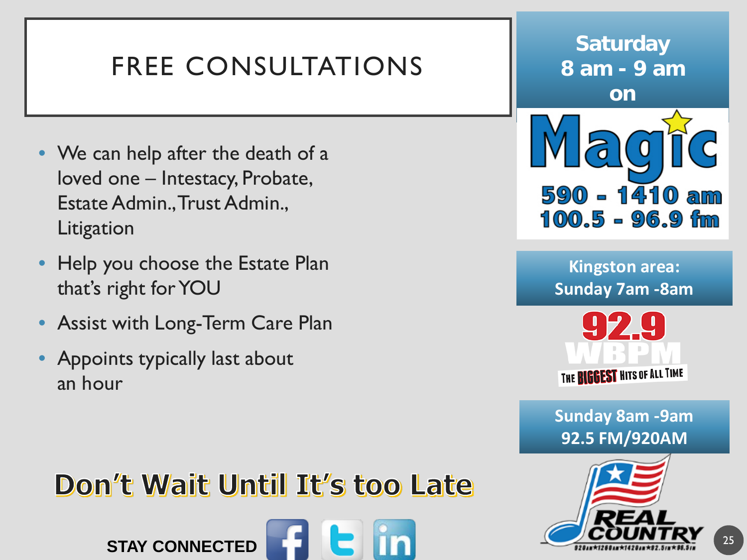# FREE CONSULTATIONS

- We can help after the death of a loved one – Intestacy, Probate, Estate Admin., Trust Admin., Litigation
- Help you choose the Estate Plan that's right for YOU
- Assist with Long-Term Care Plan
- Appoints typically last about an hour

**Saturday 8 am - 9 am on**

Magic

590 - 1410 am
100.5 - 96.9 fm

**Kingston area: Sunday 7am -8am**

92.9 WBPM

THE BIGGEST HITS OF ALL TIME

**Sunday 8am -9am 92.5 FM/920AM**

REAL COUNTRY

920AM★1260AM★1420AM★92.5FM★96.5FM

**Don't Wait Until It's too Late**

STAY CONNECTED